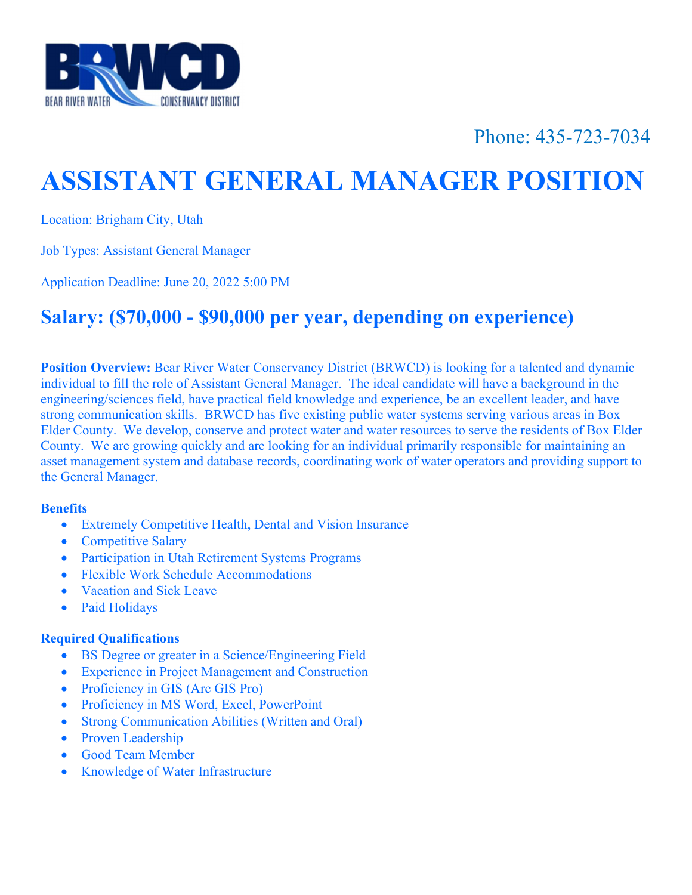BRWCD
BEAR RIVER WATER CONSERVANCY DISTRICT

Phone: 435-723-7034

# ASSISTANT GENERAL MANAGER POSITION

Location: Brigham City, Utah

Job Types: Assistant General Manager

Application Deadline: June 20, 2022 5:00 PM

## Salary: ($70,000 - $90,000 per year, depending on experience)

**Position Overview:** Bear River Water Conservancy District (BRWCD) is looking for a talented and dynamic individual to fill the role of Assistant General Manager. The ideal candidate will have a background in the engineering/sciences field, have practical field knowledge and experience, be an excellent leader, and have strong communication skills. BRWCD has five existing public water systems serving various areas in Box Elder County. We develop, conserve and protect water and water resources to serve the residents of Box Elder County. We are growing quickly and are looking for an individual primarily responsible for maintaining an asset management system and database records, coordinating work of water operators and providing support to the General Manager.

### Benefits

- Extremely Competitive Health, Dental and Vision Insurance
- Competitive Salary
- Participation in Utah Retirement Systems Programs
- Flexible Work Schedule Accommodations
- Vacation and Sick Leave
- Paid Holidays

### Required Qualifications

- BS Degree or greater in a Science/Engineering Field
- Experience in Project Management and Construction
- Proficiency in GIS (Arc GIS Pro)
- Proficiency in MS Word, Excel, PowerPoint
- Strong Communication Abilities (Written and Oral)
- Proven Leadership
- Good Team Member
- Knowledge of Water Infrastructure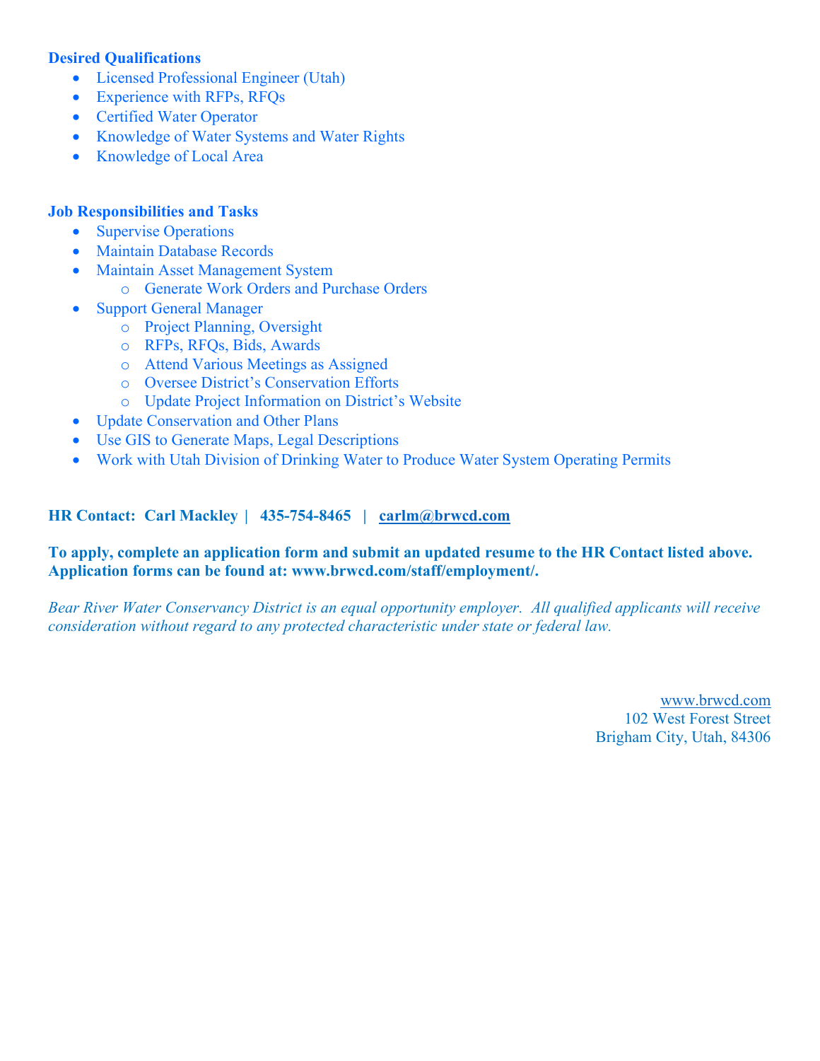**Desired Qualifications**

- Licensed Professional Engineer (Utah)
- Experience with RFPs, RFQs
- Certified Water Operator
- Knowledge of Water Systems and Water Rights
- Knowledge of Local Area

**Job Responsibilities and Tasks**

- Supervise Operations
- Maintain Database Records
- Maintain Asset Management System
  - Generate Work Orders and Purchase Orders
- Support General Manager
  - Project Planning, Oversight
  - RFPs, RFQs, Bids, Awards
  - Attend Various Meetings as Assigned
  - Oversee District's Conservation Efforts
  - Update Project Information on District's Website
- Update Conservation and Other Plans
- Use GIS to Generate Maps, Legal Descriptions
- Work with Utah Division of Drinking Water to Produce Water System Operating Permits

**HR Contact: Carl Mackley | 435-754-8465 | carlm@brwcd.com**

**To apply, complete an application form and submit an updated resume to the HR Contact listed above. Application forms can be found at: www.brwcd.com/staff/employment/.**

*Bear River Water Conservancy District is an equal opportunity employer. All qualified applicants will receive consideration without regard to any protected characteristic under state or federal law.*

www.brwcd.com
102 West Forest Street
Brigham City, Utah, 84306